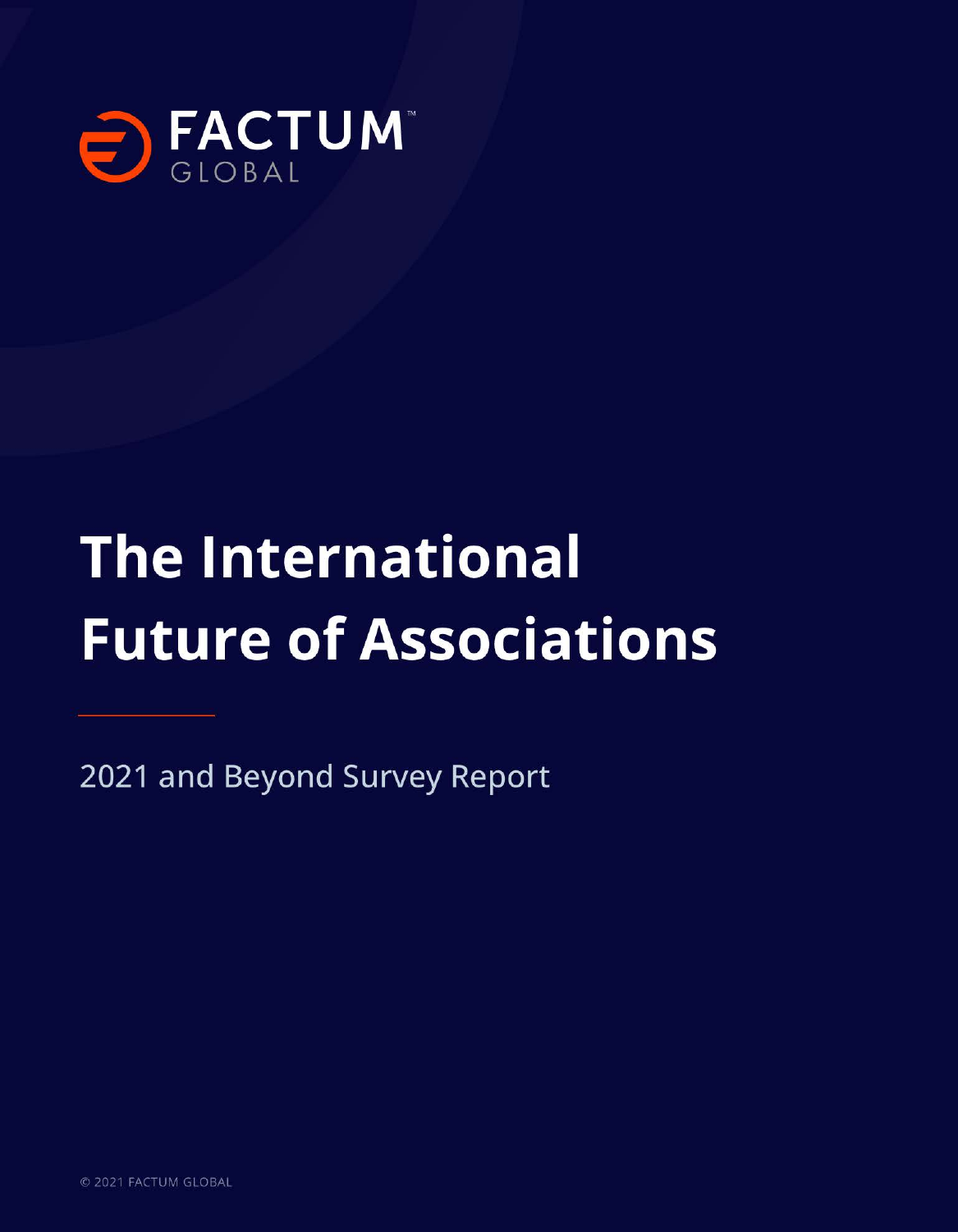FACTUM™ GLOBAL

# The International Future of Associations

2021 and Beyond Survey Report

© 2021 FACTUM GLOBAL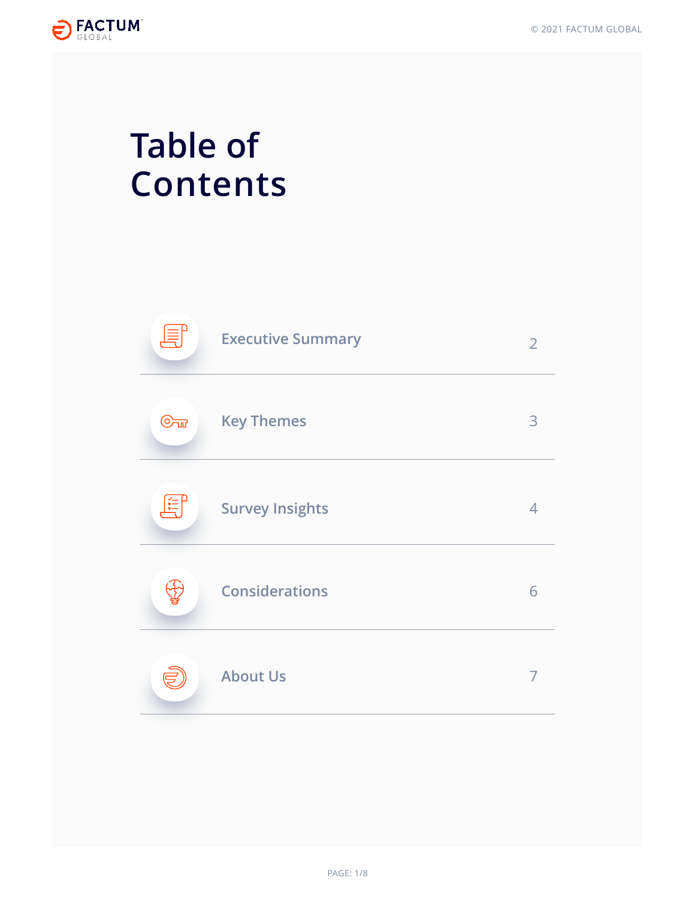# Table of Contents

| | |
|---|---|
| Executive Summary | 2 |
| Key Themes | 3 |
| Survey Insights | 4 |
| Considerations | 6 |
| About Us | 7 |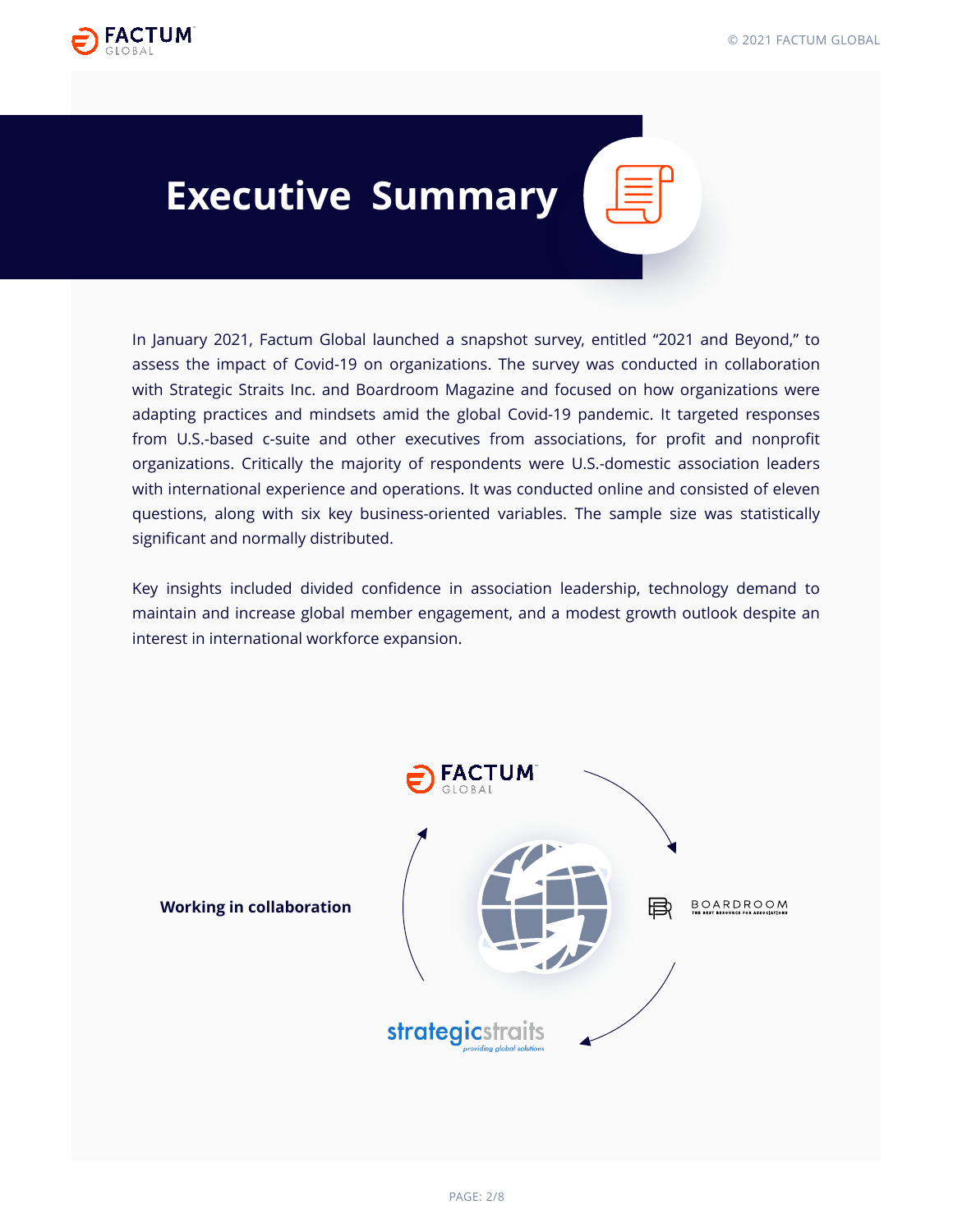# Executive Summary

In January 2021, Factum Global launched a snapshot survey, entitled "2021 and Beyond," to assess the impact of Covid-19 on organizations. The survey was conducted in collaboration with Strategic Straits Inc. and Boardroom Magazine and focused on how organizations were adapting practices and mindsets amid the global Covid-19 pandemic. It targeted responses from U.S.-based c-suite and other executives from associations, for profit and nonprofit organizations. Critically the majority of respondents were U.S.-domestic association leaders with international experience and operations. It was conducted online and consisted of eleven questions, along with six key business-oriented variables. The sample size was statistically significant and normally distributed.

Key insights included divided confidence in association leadership, technology demand to maintain and increase global member engagement, and a modest growth outlook despite an interest in international workforce expansion.

**Working in collaboration**

FACTUM GLOBAL

BOARDROOM

strategicstraits *providing global solutions*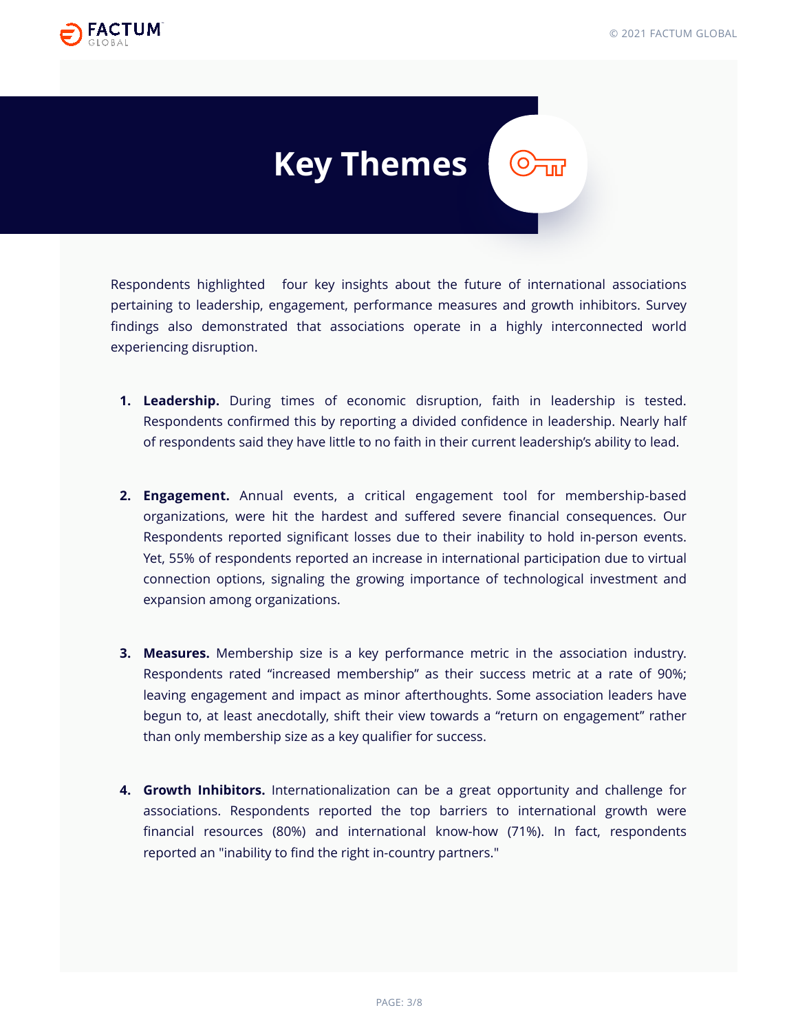# Key Themes

Respondents highlighted four key insights about the future of international associations pertaining to leadership, engagement, performance measures and growth inhibitors. Survey findings also demonstrated that associations operate in a highly interconnected world experiencing disruption.

1. **Leadership.** During times of economic disruption, faith in leadership is tested. Respondents confirmed this by reporting a divided confidence in leadership. Nearly half of respondents said they have little to no faith in their current leadership's ability to lead.

2. **Engagement.** Annual events, a critical engagement tool for membership-based organizations, were hit the hardest and suffered severe financial consequences. Our Respondents reported significant losses due to their inability to hold in-person events. Yet, 55% of respondents reported an increase in international participation due to virtual connection options, signaling the growing importance of technological investment and expansion among organizations.

3. **Measures.** Membership size is a key performance metric in the association industry. Respondents rated "increased membership" as their success metric at a rate of 90%; leaving engagement and impact as minor afterthoughts. Some association leaders have begun to, at least anecdotally, shift their view towards a "return on engagement" rather than only membership size as a key qualifier for success.

4. **Growth Inhibitors.** Internationalization can be a great opportunity and challenge for associations. Respondents reported the top barriers to international growth were financial resources (80%) and international know-how (71%). In fact, respondents reported an "inability to find the right in-country partners."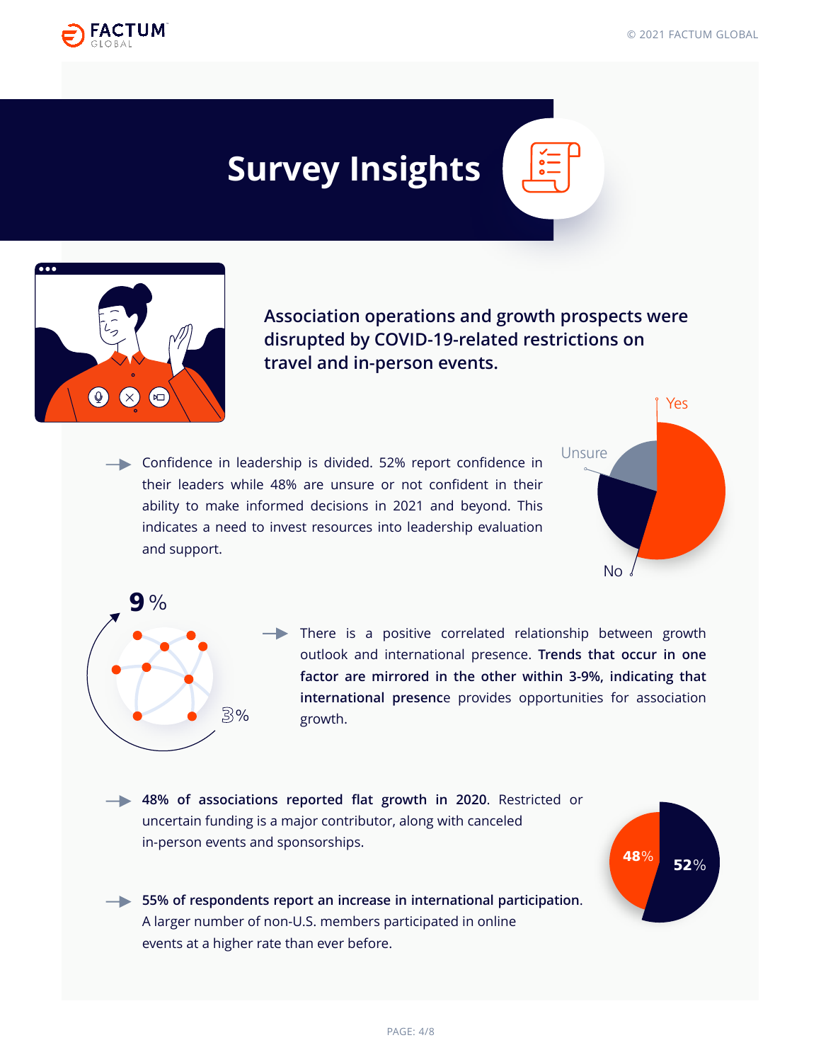# Survey Insights

**Association operations and growth prospects were disrupted by COVID-19-related restrictions on travel and in-person events.**

- Confidence in leadership is divided. 52% report confidence in their leaders while 48% are unsure or not confident in their ability to make informed decisions in 2021 and beyond. This indicates a need to invest resources into leadership evaluation and support.

Yes
Unsure
No

9 %

3%

- There is a positive correlated relationship between growth outlook and international presence. **Trends that occur in one factor are mirrored in the other within 3-9%, indicating that international presence** provides opportunities for association growth.

- **48% of associations reported flat growth in 2020**. Restricted or uncertain funding is a major contributor, along with canceled in-person events and sponsorships.

- **55% of respondents report an increase in international participation**. A larger number of non-U.S. members participated in online events at a higher rate than ever before.

**48**%
**52**%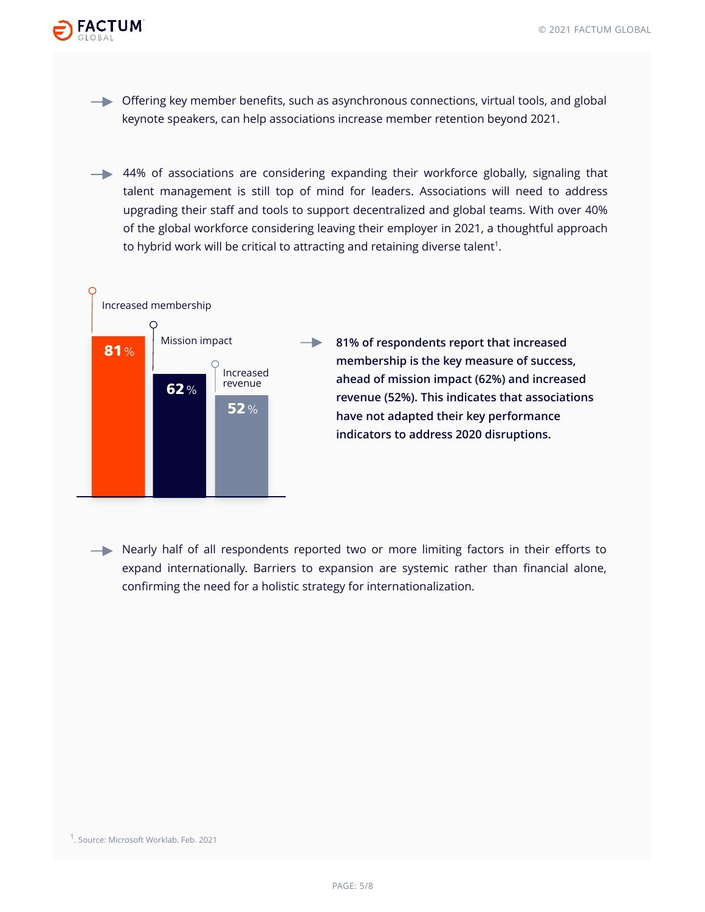- Offering key member benefits, such as asynchronous connections, virtual tools, and global keynote speakers, can help associations increase member retention beyond 2021.

- 44% of associations are considering expanding their workforce globally, signaling that talent management is still top of mind for leaders. Associations will need to address upgrading their staff and tools to support decentralized and global teams. With over 40% of the global workforce considering leaving their employer in 2021, a thoughtful approach to hybrid work will be critical to attracting and retaining diverse talent[1].

| Measure | % |
|---|---|
| Increased membership | 81 % |
| Mission impact | 62 % |
| Increased revenue | 52 % |

- **81% of respondents report that increased membership is the key measure of success, ahead of mission impact (62%) and increased revenue (52%). This indicates that associations have not adapted their key performance indicators to address 2020 disruptions.**

- Nearly half of all respondents reported two or more limiting factors in their efforts to expand internationally. Barriers to expansion are systemic rather than financial alone, confirming the need for a holistic strategy for internationalization.

[1]. Source: Microsoft Worklab, Feb. 2021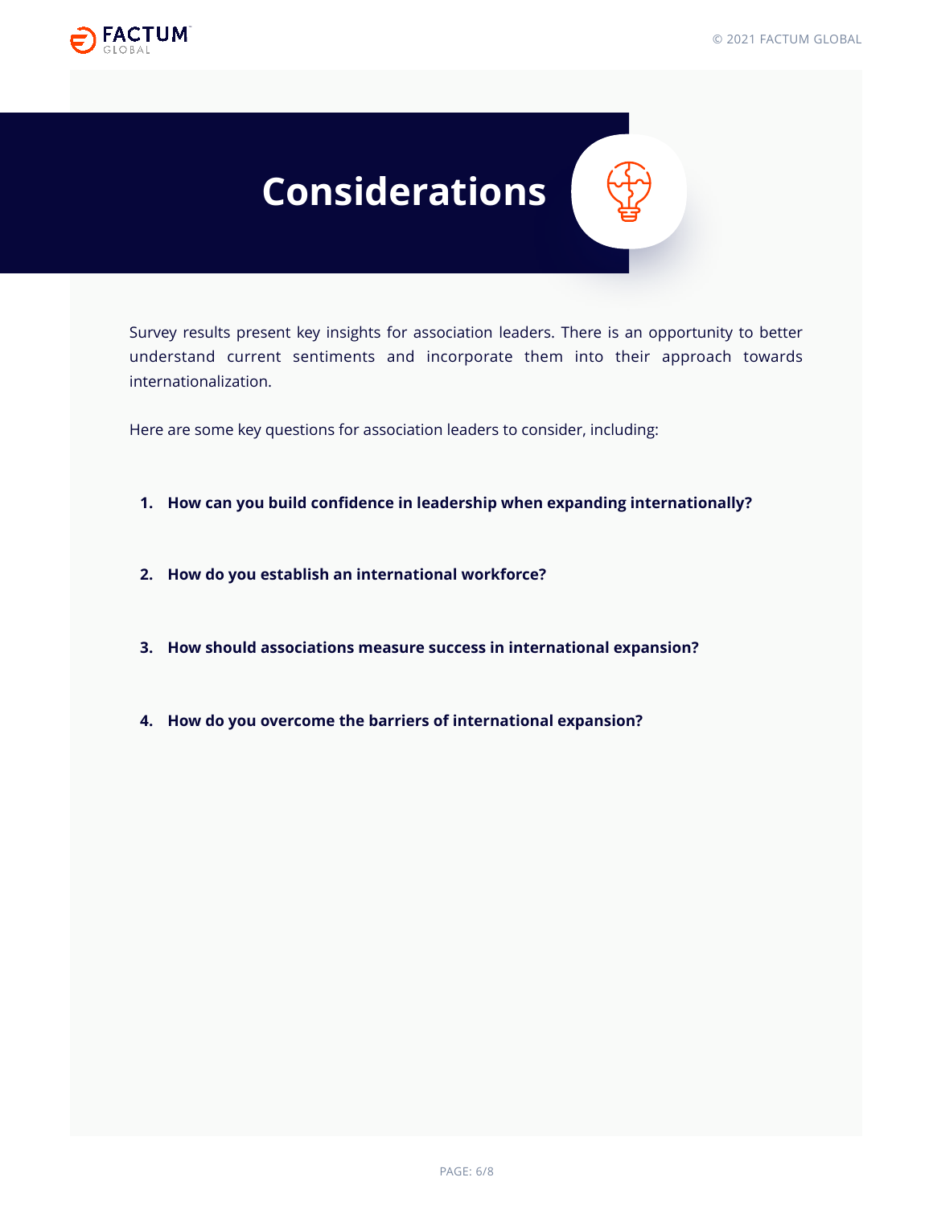# Considerations

Survey results present key insights for association leaders. There is an opportunity to better understand current sentiments and incorporate them into their approach towards internationalization.

Here are some key questions for association leaders to consider, including:

1. **How can you build confidence in leadership when expanding internationally?**

2. **How do you establish an international workforce?**

3. **How should associations measure success in international expansion?**

4. **How do you overcome the barriers of international expansion?**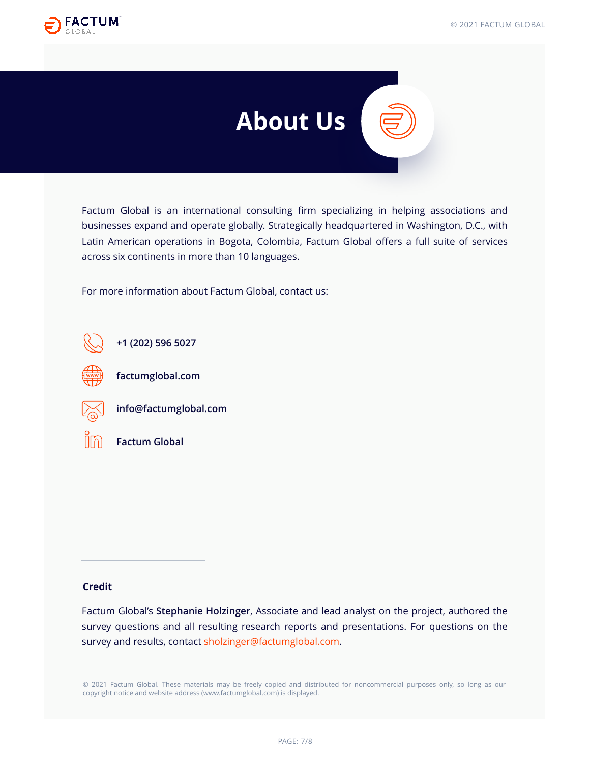# About Us

Factum Global is an international consulting firm specializing in helping associations and businesses expand and operate globally. Strategically headquartered in Washington, D.C., with Latin American operations in Bogota, Colombia, Factum Global offers a full suite of services across six continents in more than 10 languages.

For more information about Factum Global, contact us:

**+1 (202) 596 5027**

**factumglobal.com**

**info@factumglobal.com**

**Factum Global**

### Credit

Factum Global's **Stephanie Holzinger**, Associate and lead analyst on the project, authored the survey questions and all resulting research reports and presentations. For questions on the survey and results, contact sholzinger@factumglobal.com.

© 2021 Factum Global. These materials may be freely copied and distributed for noncommercial purposes only, so long as our copyright notice and website address (www.factumglobal.com) is displayed.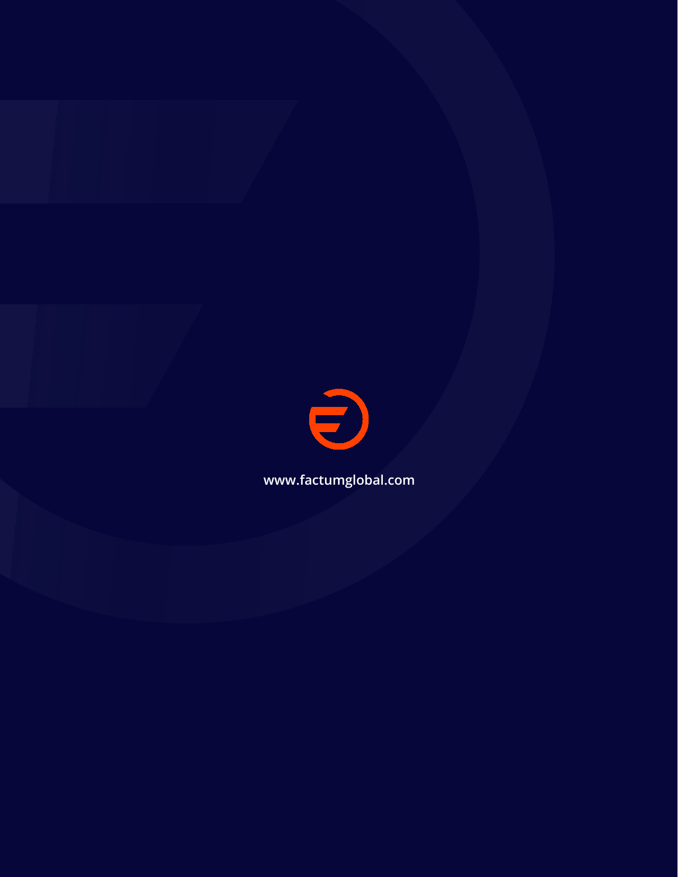www.factumglobal.com